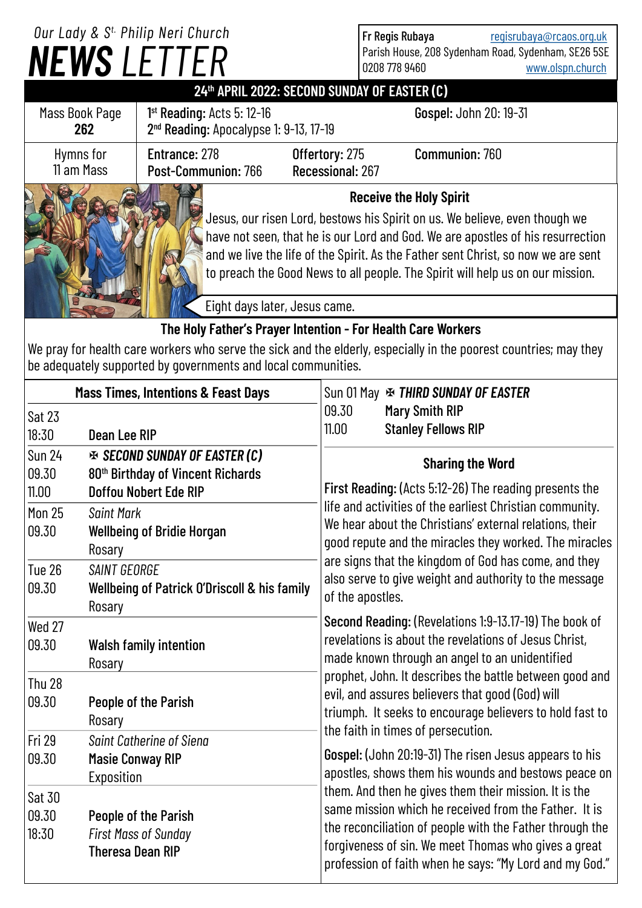*Our Lady & St. Philip Neri Church*

# NEWS LETTER

**Fr Regis Rubaya** regisrubaya@rcaos.org.uk
Parish House, 208 Sydenham Road, Sydenham, SE26 5SE
0208 778 9460 www.olspn.church

## 24th APRIL 2022: SECOND SUNDAY OF EASTER (C)

| Mass Book Page 262 | 1st Reading: Acts 5: 12-16; 2nd Reading: Apocalypse 1: 9-13, 17-19 | Gospel: John 20: 19-31 |
|---|---|---|
| Hymns for 11 am Mass | Entrance: 278; Offertory: 275; Post-Communion: 766; Recessional: 267 | Communion: 760 |

### Receive the Holy Spirit

Jesus, our risen Lord, bestows his Spirit on us. We believe, even though we have not seen, that he is our Lord and God. We are apostles of his resurrection and we live the life of the Spirit. As the Father sent Christ, so now we are sent to preach the Good News to all people. The Spirit will help us on our mission.

Eight days later, Jesus came.

### The Holy Father's Prayer Intention - For Health Care Workers

We pray for health care workers who serve the sick and the elderly, especially in the poorest countries; may they be adequately supported by governments and local communities.

### Mass Times, Intentions & Feast Days

| Day / Time | Intention |
|---|---|
| Sat 23 | |
| 18:30 | **Dean Lee RIP** |
| Sun 24 | ✠ ***SECOND SUNDAY OF EASTER (C)*** |
| 09.30 | **80th Birthday of Vincent Richards** |
| 11.00 | **Doffou Nobert Ede RIP** |
| Mon 25 | *Saint Mark* |
| 09.30 | **Wellbeing of Bridie Horgan** |
| | Rosary |
| Tue 26 | *SAINT GEORGE* |
| 09.30 | **Wellbeing of Patrick O'Driscoll & his family** |
| | Rosary |
| Wed 27 | |
| 09.30 | **Walsh family intention** |
| | Rosary |
| Thu 28 | |
| 09.30 | **People of the Parish** |
| | Rosary |
| Fri 29 | *Saint Catherine of Siena* |
| 09.30 | **Masie Conway RIP** |
| | Exposition |
| Sat 30 | |
| 09.30 | **People of the Parish** |
| 18:30 | *First Mass of Sunday* |
| | **Theresa Dean RIP** |
| Sun 01 May | ✠ ***THIRD SUNDAY OF EASTER*** |
| 09.30 | **Mary Smith RIP** |
| 11.00 | **Stanley Fellows RIP** |

### Sharing the Word

**First Reading:** (Acts 5:12-26) The reading presents the life and activities of the earliest Christian community. We hear about the Christians' external relations, their good repute and the miracles they worked. The miracles are signs that the kingdom of God has come, and they also serve to give weight and authority to the message of the apostles.

**Second Reading:** (Revelations 1:9-13.17-19) The book of revelations is about the revelations of Jesus Christ, made known through an angel to an unidentified prophet, John. It describes the battle between good and evil, and assures believers that good (God) will triumph. It seeks to encourage believers to hold fast to the faith in times of persecution.

**Gospel:** (John 20:19-31) The risen Jesus appears to his apostles, shows them his wounds and bestows peace on them. And then he gives them their mission. It is the same mission which he received from the Father. It is the reconciliation of people with the Father through the forgiveness of sin. We meet Thomas who gives a great profession of faith when he says: "My Lord and my God."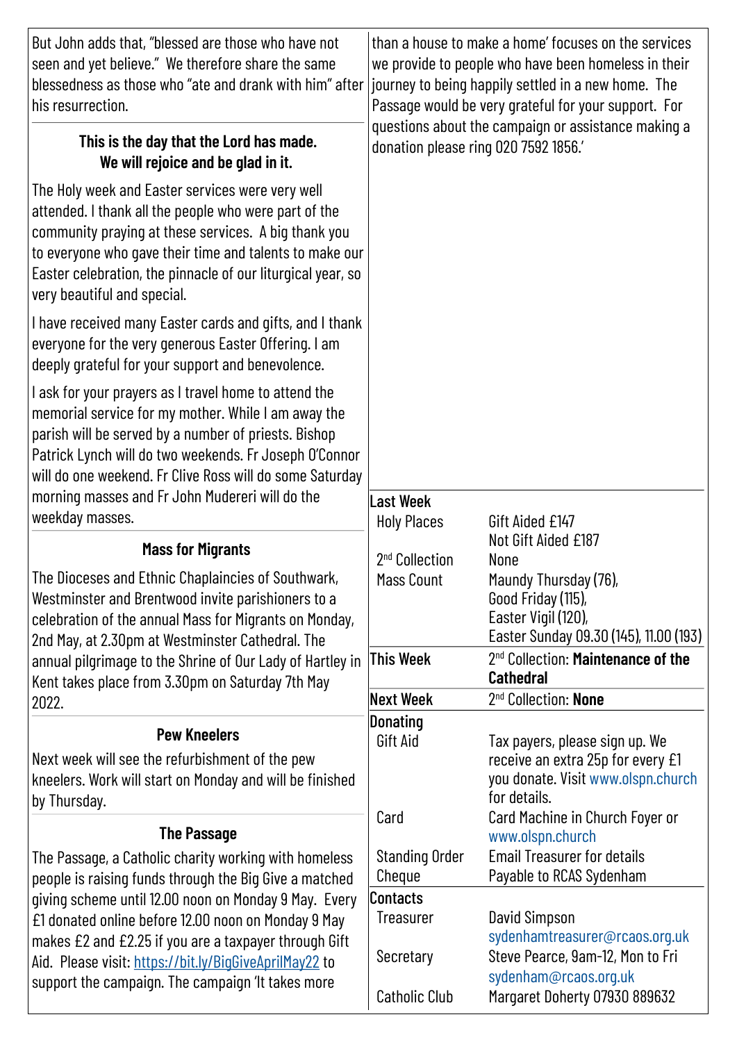But John adds that, "blessed are those who have not seen and yet believe." We therefore share the same blessedness as those who "ate and drank with him" after his resurrection.

### This is the day that the Lord has made. We will rejoice and be glad in it.

The Holy week and Easter services were very well attended. I thank all the people who were part of the community praying at these services. A big thank you to everyone who gave their time and talents to make our Easter celebration, the pinnacle of our liturgical year, so very beautiful and special.

I have received many Easter cards and gifts, and I thank everyone for the very generous Easter Offering. I am deeply grateful for your support and benevolence.

I ask for your prayers as I travel home to attend the memorial service for my mother. While I am away the parish will be served by a number of priests. Bishop Patrick Lynch will do two weekends. Fr Joseph O'Connor will do one weekend. Fr Clive Ross will do some Saturday morning masses and Fr John Mudereri will do the weekday masses.

### Mass for Migrants

The Dioceses and Ethnic Chaplaincies of Southwark, Westminster and Brentwood invite parishioners to a celebration of the annual Mass for Migrants on Monday, 2nd May, at 2.30pm at Westminster Cathedral. The annual pilgrimage to the Shrine of Our Lady of Hartley in Kent takes place from 3.30pm on Saturday 7th May 2022.

### Pew Kneelers

Next week will see the refurbishment of the pew kneelers. Work will start on Monday and will be finished by Thursday.

### The Passage

The Passage, a Catholic charity working with homeless people is raising funds through the Big Give a matched giving scheme until 12.00 noon on Monday 9 May. Every £1 donated online before 12.00 noon on Monday 9 May makes £2 and £2.25 if you are a taxpayer through Gift Aid. Please visit: https://bit.ly/BigGiveAprilMay22 to support the campaign. The campaign 'It takes more than a house to make a home' focuses on the services we provide to people who have been homeless in their journey to being happily settled in a new home. The Passage would be very grateful for your support. For questions about the campaign or assistance making a donation please ring 020 7592 1856.'

| | | |
|---|---|---|
| **Last Week** | | |
| | Holy Places | Gift Aided £147<br>Not Gift Aided £187 |
| | 2nd Collection | None |
| | Mass Count | Maundy Thursday (76),<br>Good Friday (115),<br>Easter Vigil (120),<br>Easter Sunday 09.30 (145), 11.00 (193) |
| **This Week** | | 2nd Collection: **Maintenance of the Cathedral** |
| **Next Week** | | 2nd Collection: **None** |
| **Donating** | | |
| | Gift Aid | Tax payers, please sign up. We receive an extra 25p for every £1 you donate. Visit www.olspn.church for details. |
| | Card | Card Machine in Church Foyer or www.olspn.church |
| | Standing Order | Email Treasurer for details |
| | Cheque | Payable to RCAS Sydenham |
| **Contacts** | | |
| | Treasurer | David Simpson<br>sydenhamtreasurer@rcaos.org.uk |
| | Secretary | Steve Pearce, 9am-12, Mon to Fri<br>sydenham@rcaos.org.uk |
| | Catholic Club | Margaret Doherty 07930 889632 |